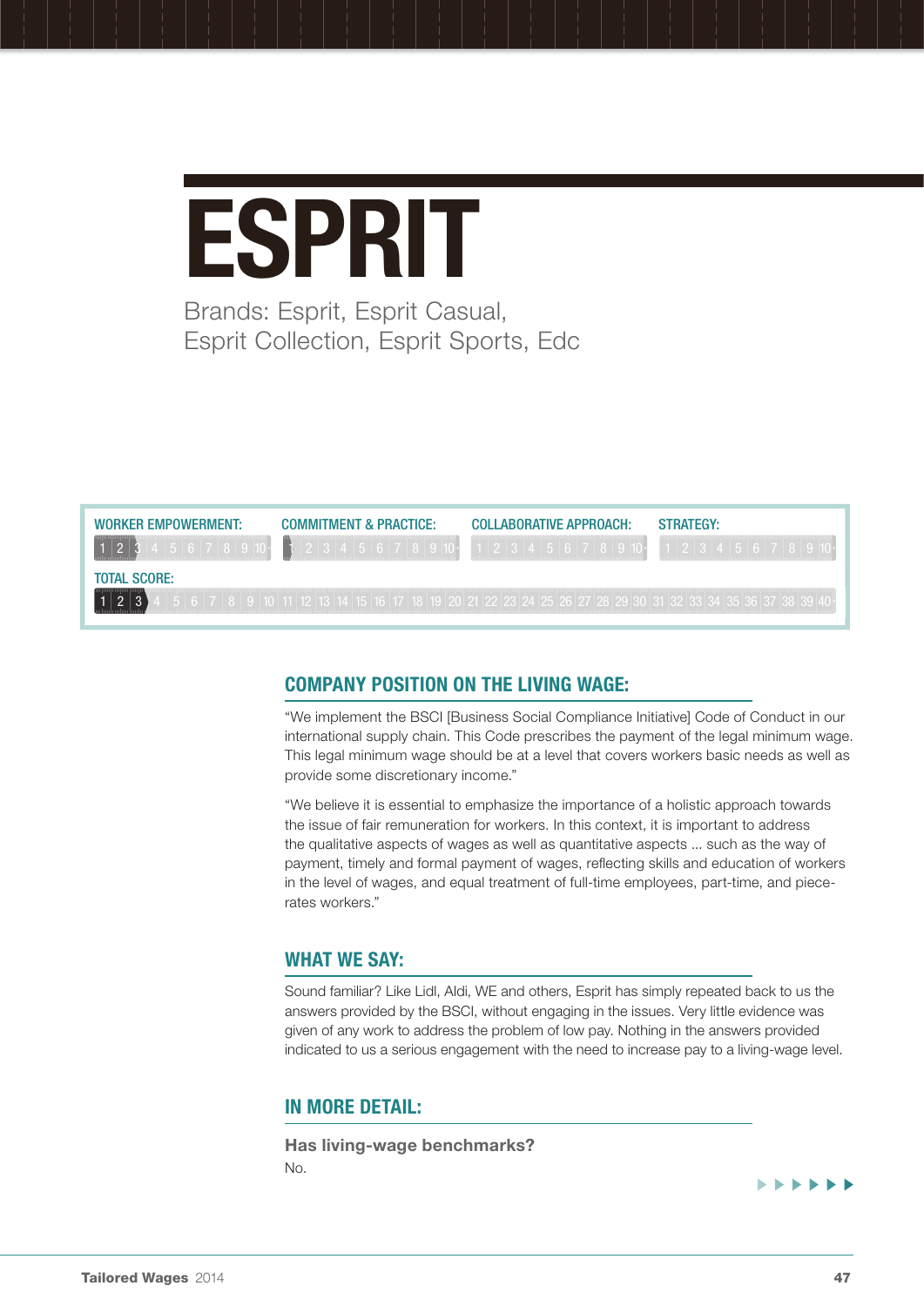# ESPRIT

Brands: Esprit, Esprit Casual, Esprit Collection, Esprit Sports, Edc

| WORKER EMPOWERMENT: | COMMITMENT & PRACTICE: | COLLABORATIVE APPROACH: | STRATEGY: |
|---|---|---|---|
| 3 / 10 | 1 / 10 | 0 / 10 | 0 / 10 |

TOTAL SCORE: 3 / 40

## COMPANY POSITION ON THE LIVING WAGE:

"We implement the BSCI [Business Social Compliance Initiative] Code of Conduct in our international supply chain. This Code prescribes the payment of the legal minimum wage. This legal minimum wage should be at a level that covers workers basic needs as well as provide some discretionary income."

"We believe it is essential to emphasize the importance of a holistic approach towards the issue of fair remuneration for workers. In this context, it is important to address the qualitative aspects of wages as well as quantitative aspects ... such as the way of payment, timely and formal payment of wages, reflecting skills and education of workers in the level of wages, and equal treatment of full-time employees, part-time, and piece-rates workers."

## WHAT WE SAY:

Sound familiar? Like Lidl, Aldi, WE and others, Esprit has simply repeated back to us the answers provided by the BSCI, without engaging in the issues. Very little evidence was given of any work to address the problem of low pay. Nothing in the answers provided indicated to us a serious engagement with the need to increase pay to a living-wage level.

## IN MORE DETAIL:

**Has living-wage benchmarks?**

No.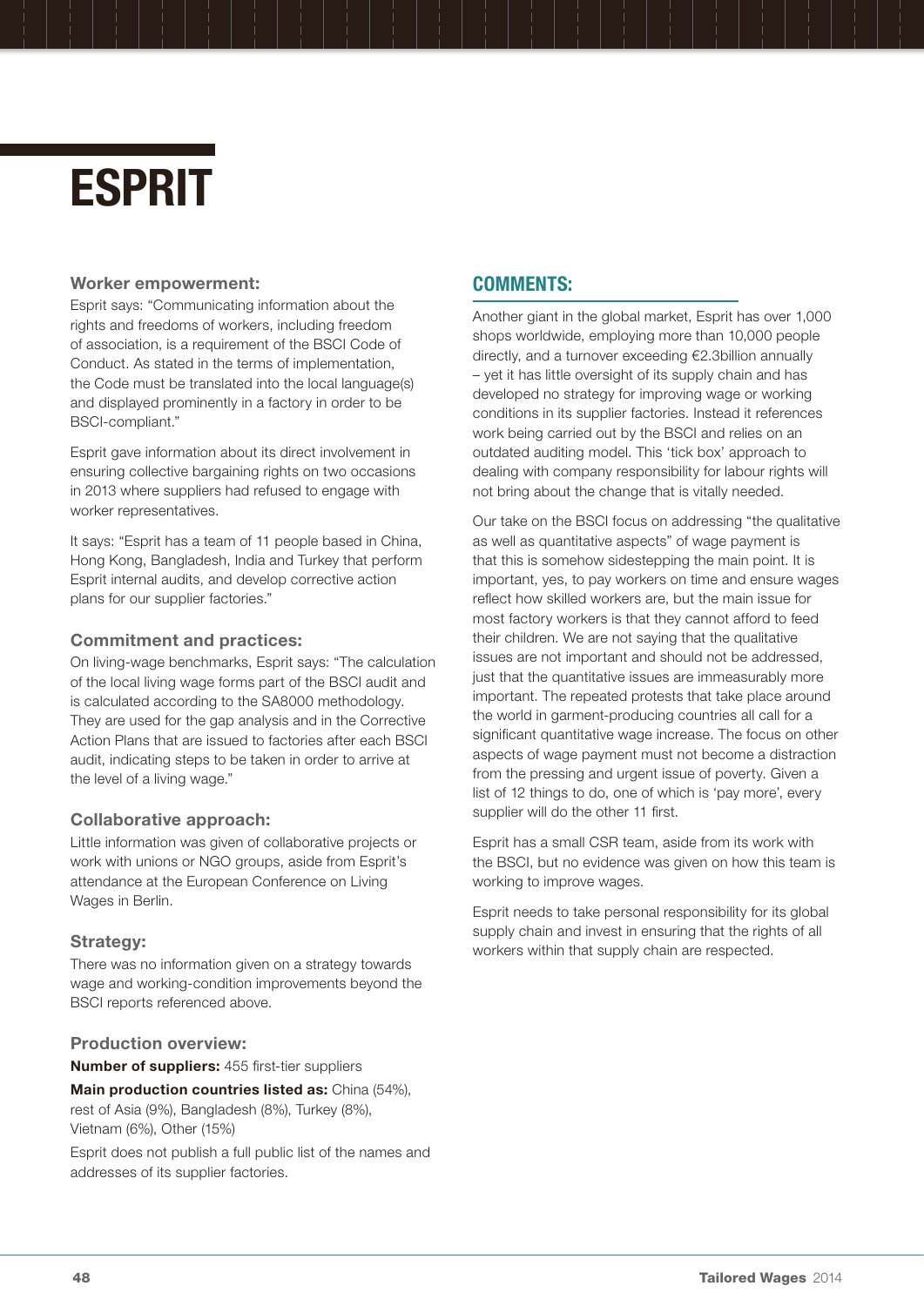# ESPRIT

### Worker empowerment:

Esprit says: "Communicating information about the rights and freedoms of workers, including freedom of association, is a requirement of the BSCI Code of Conduct. As stated in the terms of implementation, the Code must be translated into the local language(s) and displayed prominently in a factory in order to be BSCI-compliant."

Esprit gave information about its direct involvement in ensuring collective bargaining rights on two occasions in 2013 where suppliers had refused to engage with worker representatives.

It says: "Esprit has a team of 11 people based in China, Hong Kong, Bangladesh, India and Turkey that perform Esprit internal audits, and develop corrective action plans for our supplier factories."

### Commitment and practices:

On living-wage benchmarks, Esprit says: "The calculation of the local living wage forms part of the BSCI audit and is calculated according to the SA8000 methodology. They are used for the gap analysis and in the Corrective Action Plans that are issued to factories after each BSCI audit, indicating steps to be taken in order to arrive at the level of a living wage."

### Collaborative approach:

Little information was given of collaborative projects or work with unions or NGO groups, aside from Esprit's attendance at the European Conference on Living Wages in Berlin.

### Strategy:

There was no information given on a strategy towards wage and working-condition improvements beyond the BSCI reports referenced above.

### Production overview:

**Number of suppliers:** 455 first-tier suppliers

**Main production countries listed as:** China (54%), rest of Asia (9%), Bangladesh (8%), Turkey (8%), Vietnam (6%), Other (15%)

Esprit does not publish a full public list of the names and addresses of its supplier factories.

## COMMENTS:

Another giant in the global market, Esprit has over 1,000 shops worldwide, employing more than 10,000 people directly, and a turnover exceeding €2.3billion annually – yet it has little oversight of its supply chain and has developed no strategy for improving wage or working conditions in its supplier factories. Instead it references work being carried out by the BSCI and relies on an outdated auditing model. This 'tick box' approach to dealing with company responsibility for labour rights will not bring about the change that is vitally needed.

Our take on the BSCI focus on addressing "the qualitative as well as quantitative aspects" of wage payment is that this is somehow sidestepping the main point. It is important, yes, to pay workers on time and ensure wages reflect how skilled workers are, but the main issue for most factory workers is that they cannot afford to feed their children. We are not saying that the qualitative issues are not important and should not be addressed, just that the quantitative issues are immeasurably more important. The repeated protests that take place around the world in garment-producing countries all call for a significant quantitative wage increase. The focus on other aspects of wage payment must not become a distraction from the pressing and urgent issue of poverty. Given a list of 12 things to do, one of which is 'pay more', every supplier will do the other 11 first.

Esprit has a small CSR team, aside from its work with the BSCI, but no evidence was given on how this team is working to improve wages.

Esprit needs to take personal responsibility for its global supply chain and invest in ensuring that the rights of all workers within that supply chain are respected.